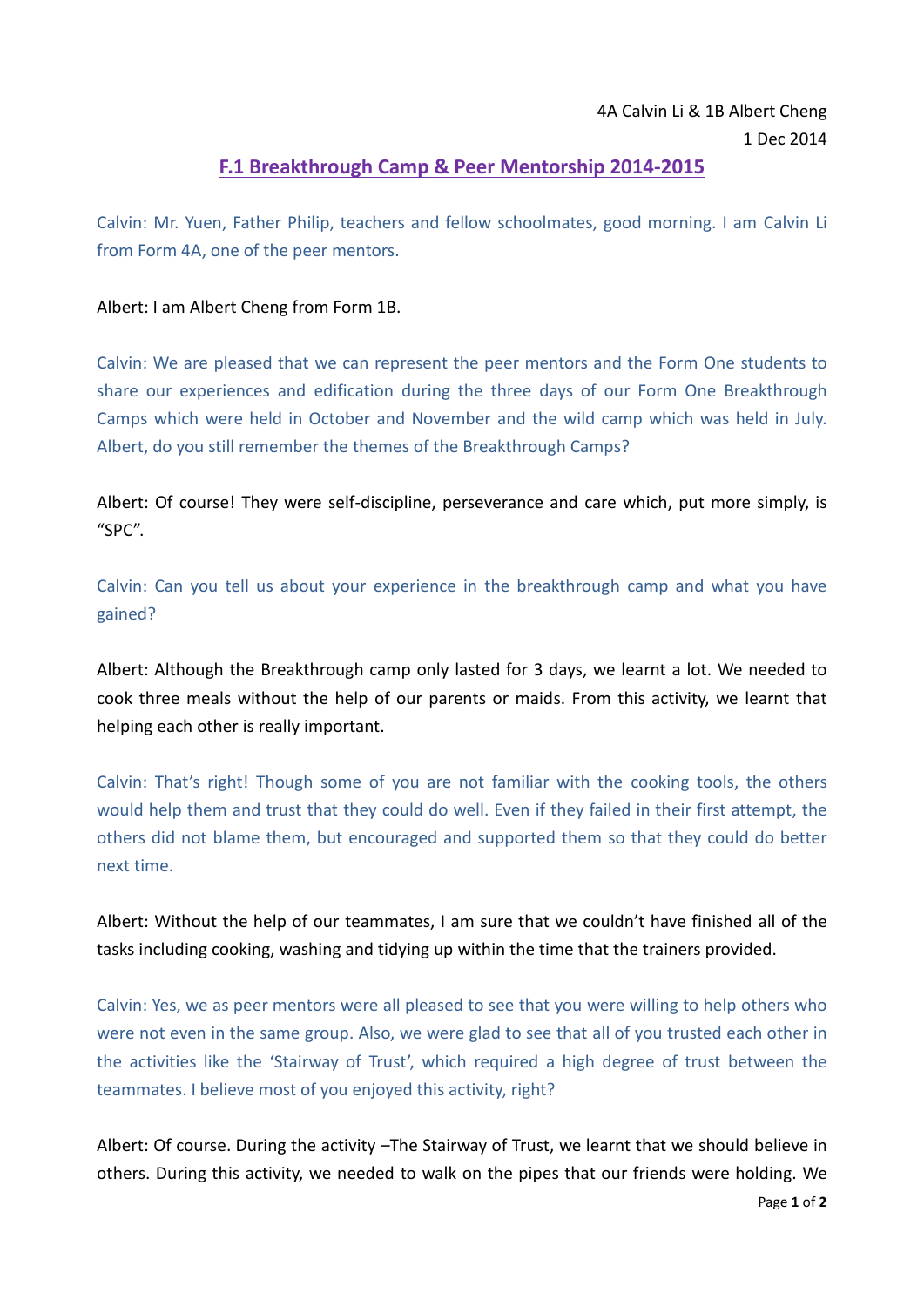4A Calvin Li & 1B Albert Cheng

1 Dec 2014

## F.1 Breakthrough Camp & Peer Mentorship 2014-2015

Calvin: Mr. Yuen, Father Philip, teachers and fellow schoolmates, good morning. I am Calvin Li from Form 4A, one of the peer mentors.

Albert: I am Albert Cheng from Form 1B.

Calvin: We are pleased that we can represent the peer mentors and the Form One students to share our experiences and edification during the three days of our Form One Breakthrough Camps which were held in October and November and the wild camp which was held in July. Albert, do you still remember the themes of the Breakthrough Camps?

Albert: Of course! They were self-discipline, perseverance and care which, put more simply, is "SPC".

Calvin: Can you tell us about your experience in the breakthrough camp and what you have gained?

Albert: Although the Breakthrough camp only lasted for 3 days, we learnt a lot. We needed to cook three meals without the help of our parents or maids. From this activity, we learnt that helping each other is really important.

Calvin: That's right! Though some of you are not familiar with the cooking tools, the others would help them and trust that they could do well. Even if they failed in their first attempt, the others did not blame them, but encouraged and supported them so that they could do better next time.

Albert: Without the help of our teammates, I am sure that we couldn't have finished all of the tasks including cooking, washing and tidying up within the time that the trainers provided.

Calvin: Yes, we as peer mentors were all pleased to see that you were willing to help others who were not even in the same group. Also, we were glad to see that all of you trusted each other in the activities like the 'Stairway of Trust', which required a high degree of trust between the teammates. I believe most of you enjoyed this activity, right?

Albert: Of course. During the activity –The Stairway of Trust, we learnt that we should believe in others. During this activity, we needed to walk on the pipes that our friends were holding. We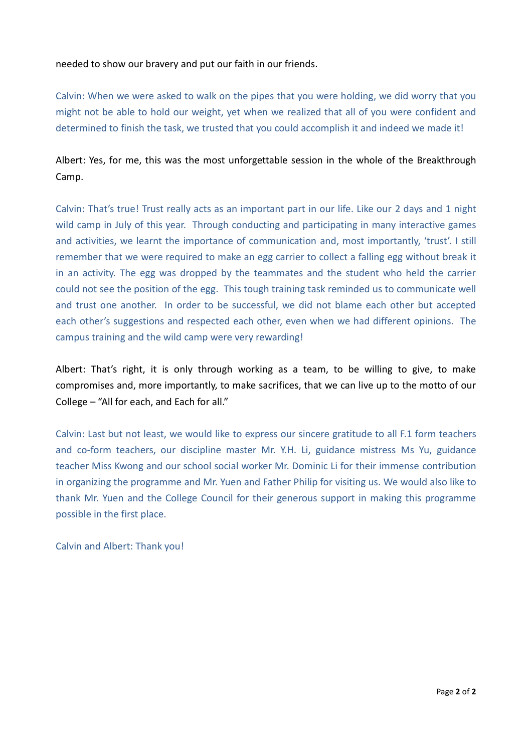needed to show our bravery and put our faith in our friends.

Calvin: When we were asked to walk on the pipes that you were holding, we did worry that you might not be able to hold our weight, yet when we realized that all of you were confident and determined to finish the task, we trusted that you could accomplish it and indeed we made it!

Albert: Yes, for me, this was the most unforgettable session in the whole of the Breakthrough Camp.

Calvin: That's true! Trust really acts as an important part in our life. Like our 2 days and 1 night wild camp in July of this year. Through conducting and participating in many interactive games and activities, we learnt the importance of communication and, most importantly, 'trust'. I still remember that we were required to make an egg carrier to collect a falling egg without break it in an activity. The egg was dropped by the teammates and the student who held the carrier could not see the position of the egg. This tough training task reminded us to communicate well and trust one another. In order to be successful, we did not blame each other but accepted each other's suggestions and respected each other, even when we had different opinions. The campus training and the wild camp were very rewarding!

Albert: That's right, it is only through working as a team, to be willing to give, to make compromises and, more importantly, to make sacrifices, that we can live up to the motto of our College – "All for each, and Each for all."

Calvin: Last but not least, we would like to express our sincere gratitude to all F.1 form teachers and co-form teachers, our discipline master Mr. Y.H. Li, guidance mistress Ms Yu, guidance teacher Miss Kwong and our school social worker Mr. Dominic Li for their immense contribution in organizing the programme and Mr. Yuen and Father Philip for visiting us. We would also like to thank Mr. Yuen and the College Council for their generous support in making this programme possible in the first place.

Calvin and Albert: Thank you!